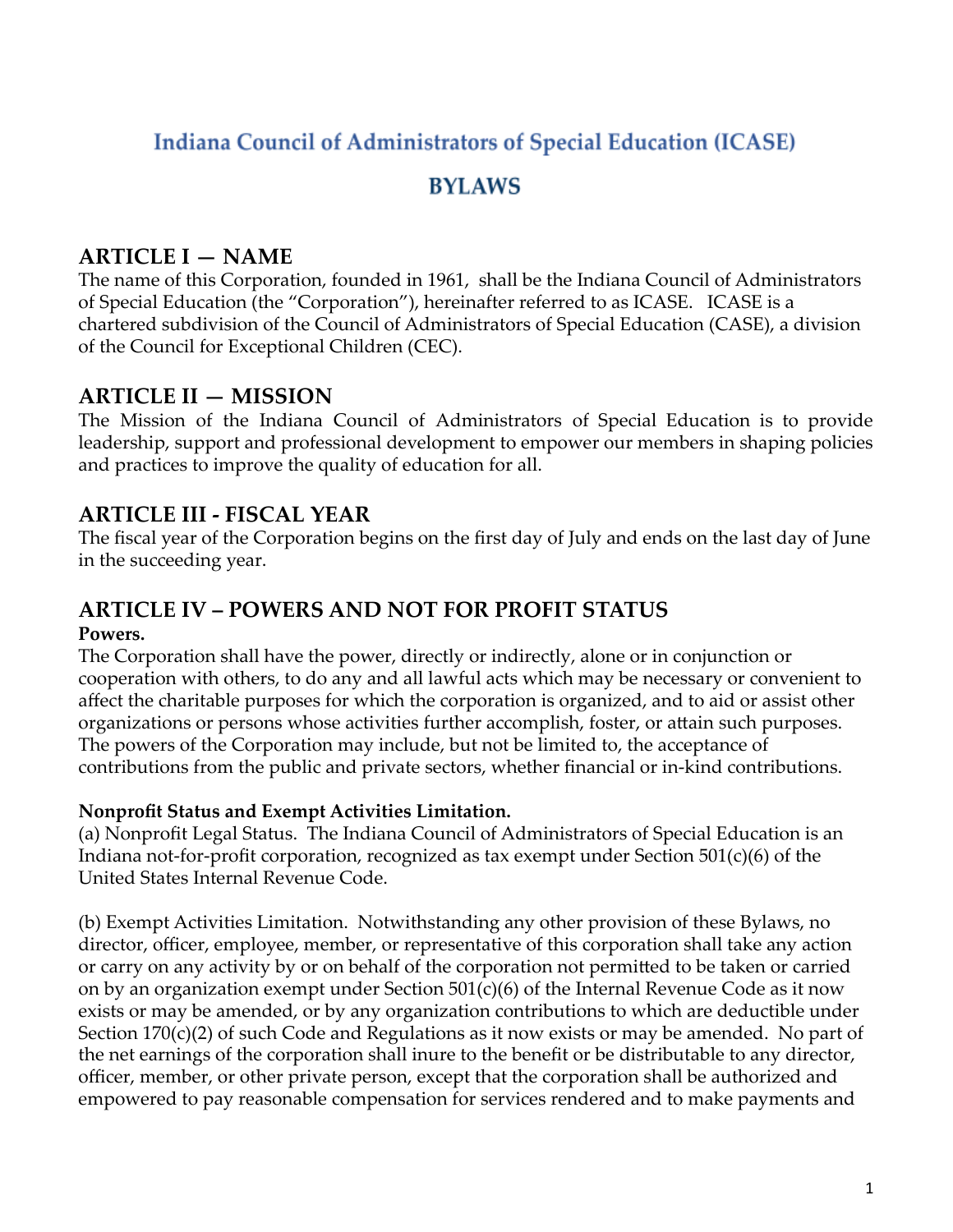# Indiana Council of Administrators of Special Education (ICASE)

# BYLAWS

## ARTICLE I — NAME

The name of this Corporation, founded in 1961, shall be the Indiana Council of Administrators of Special Education (the "Corporation"), hereinafter referred to as ICASE. ICASE is a chartered subdivision of the Council of Administrators of Special Education (CASE), a division of the Council for Exceptional Children (CEC).

## ARTICLE II — MISSION

The Mission of the Indiana Council of Administrators of Special Education is to provide leadership, support and professional development to empower our members in shaping policies and practices to improve the quality of education for all.

## ARTICLE III - FISCAL YEAR

The fiscal year of the Corporation begins on the first day of July and ends on the last day of June in the succeeding year.

## ARTICLE IV – POWERS AND NOT FOR PROFIT STATUS

**Powers.**

The Corporation shall have the power, directly or indirectly, alone or in conjunction or cooperation with others, to do any and all lawful acts which may be necessary or convenient to affect the charitable purposes for which the corporation is organized, and to aid or assist other organizations or persons whose activities further accomplish, foster, or attain such purposes. The powers of the Corporation may include, but not be limited to, the acceptance of contributions from the public and private sectors, whether financial or in-kind contributions.

**Nonprofit Status and Exempt Activities Limitation.**

(a) Nonprofit Legal Status. The Indiana Council of Administrators of Special Education is an Indiana not-for-profit corporation, recognized as tax exempt under Section 501(c)(6) of the United States Internal Revenue Code.

(b) Exempt Activities Limitation. Notwithstanding any other provision of these Bylaws, no director, officer, employee, member, or representative of this corporation shall take any action or carry on any activity by or on behalf of the corporation not permitted to be taken or carried on by an organization exempt under Section 501(c)(6) of the Internal Revenue Code as it now exists or may be amended, or by any organization contributions to which are deductible under Section 170(c)(2) of such Code and Regulations as it now exists or may be amended. No part of the net earnings of the corporation shall inure to the benefit or be distributable to any director, officer, member, or other private person, except that the corporation shall be authorized and empowered to pay reasonable compensation for services rendered and to make payments and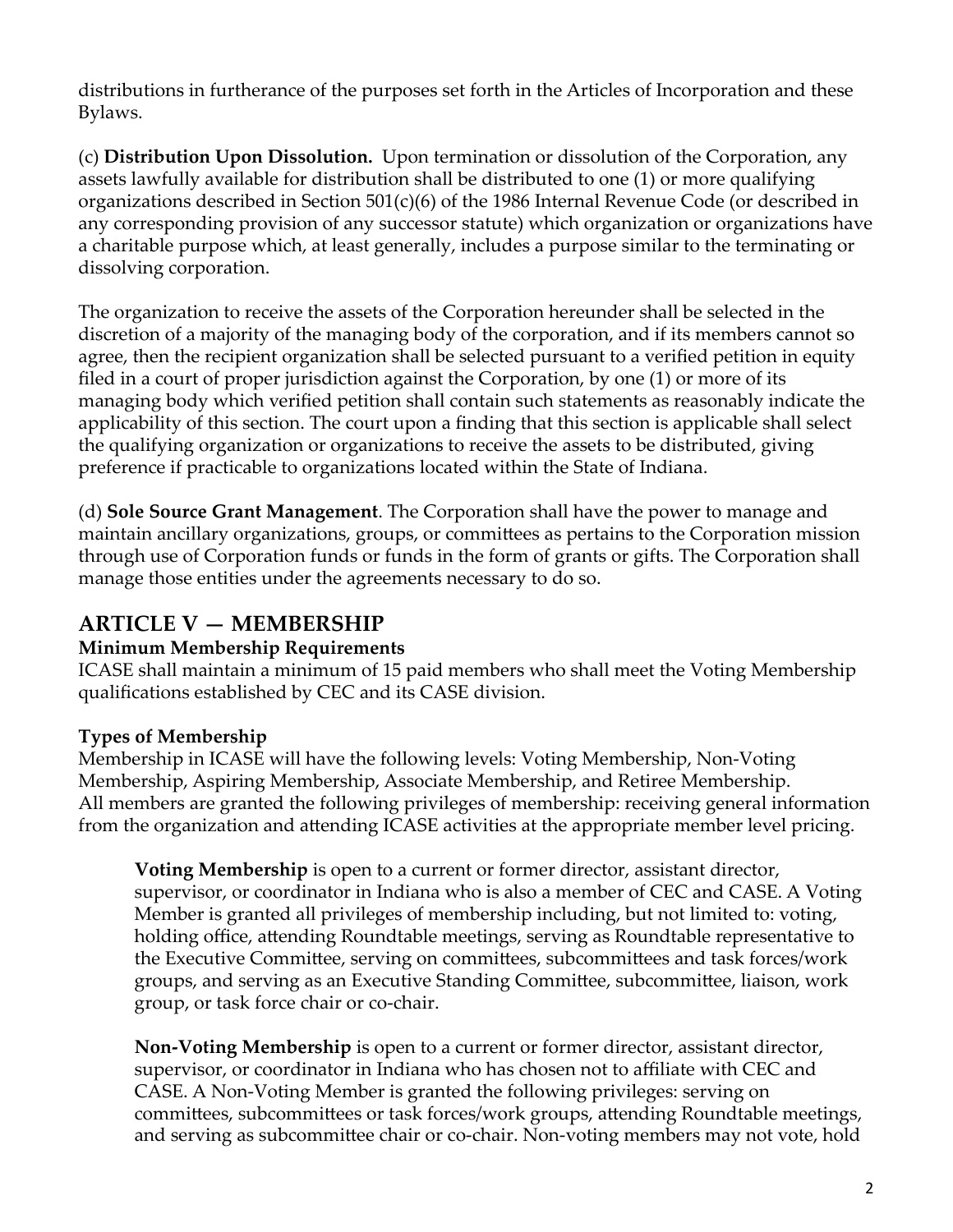distributions in furtherance of the purposes set forth in the Articles of Incorporation and these Bylaws.

(c) **Distribution Upon Dissolution.** Upon termination or dissolution of the Corporation, any assets lawfully available for distribution shall be distributed to one (1) or more qualifying organizations described in Section 501(c)(6) of the 1986 Internal Revenue Code (or described in any corresponding provision of any successor statute) which organization or organizations have a charitable purpose which, at least generally, includes a purpose similar to the terminating or dissolving corporation.

The organization to receive the assets of the Corporation hereunder shall be selected in the discretion of a majority of the managing body of the corporation, and if its members cannot so agree, then the recipient organization shall be selected pursuant to a verified petition in equity filed in a court of proper jurisdiction against the Corporation, by one (1) or more of its managing body which verified petition shall contain such statements as reasonably indicate the applicability of this section. The court upon a finding that this section is applicable shall select the qualifying organization or organizations to receive the assets to be distributed, giving preference if practicable to organizations located within the State of Indiana.

(d) **Sole Source Grant Management**. The Corporation shall have the power to manage and maintain ancillary organizations, groups, or committees as pertains to the Corporation mission through use of Corporation funds or funds in the form of grants or gifts. The Corporation shall manage those entities under the agreements necessary to do so.

## ARTICLE V — MEMBERSHIP

**Minimum Membership Requirements**

ICASE shall maintain a minimum of 15 paid members who shall meet the Voting Membership qualifications established by CEC and its CASE division.

**Types of Membership**

Membership in ICASE will have the following levels: Voting Membership, Non-Voting Membership, Aspiring Membership, Associate Membership, and Retiree Membership. All members are granted the following privileges of membership: receiving general information from the organization and attending ICASE activities at the appropriate member level pricing.

**Voting Membership** is open to a current or former director, assistant director, supervisor, or coordinator in Indiana who is also a member of CEC and CASE. A Voting Member is granted all privileges of membership including, but not limited to: voting, holding office, attending Roundtable meetings, serving as Roundtable representative to the Executive Committee, serving on committees, subcommittees and task forces/work groups, and serving as an Executive Standing Committee, subcommittee, liaison, work group, or task force chair or co-chair.

**Non-Voting Membership** is open to a current or former director, assistant director, supervisor, or coordinator in Indiana who has chosen not to affiliate with CEC and CASE. A Non-Voting Member is granted the following privileges: serving on committees, subcommittees or task forces/work groups, attending Roundtable meetings, and serving as subcommittee chair or co-chair. Non-voting members may not vote, hold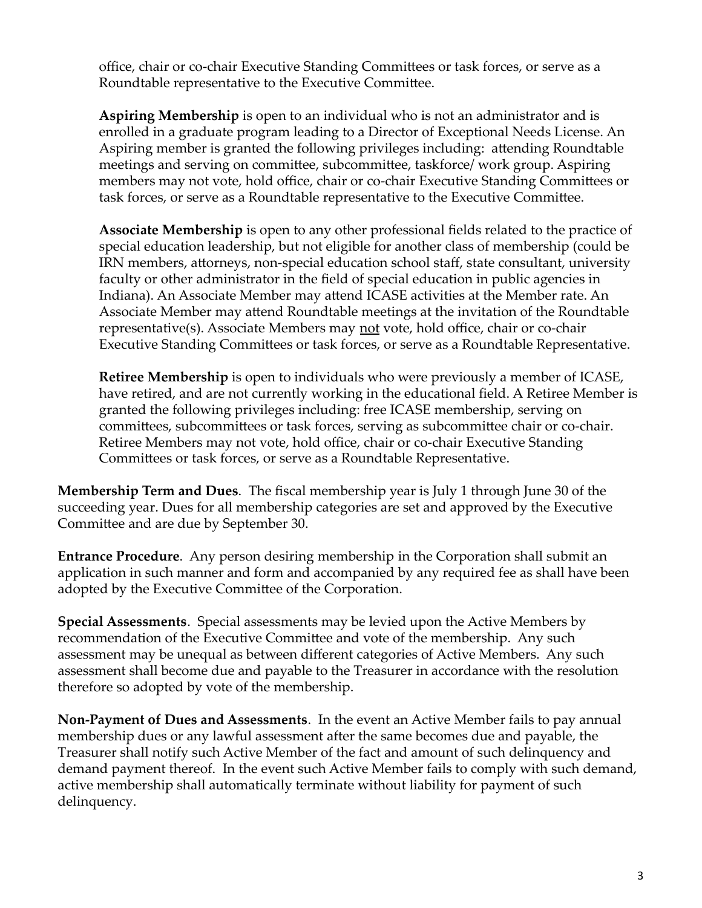office, chair or co-chair Executive Standing Committees or task forces, or serve as a Roundtable representative to the Executive Committee.

**Aspiring Membership** is open to an individual who is not an administrator and is enrolled in a graduate program leading to a Director of Exceptional Needs License. An Aspiring member is granted the following privileges including: attending Roundtable meetings and serving on committee, subcommittee, taskforce/ work group. Aspiring members may not vote, hold office, chair or co-chair Executive Standing Committees or task forces, or serve as a Roundtable representative to the Executive Committee.

**Associate Membership** is open to any other professional fields related to the practice of special education leadership, but not eligible for another class of membership (could be IRN members, attorneys, non-special education school staff, state consultant, university faculty or other administrator in the field of special education in public agencies in Indiana). An Associate Member may attend ICASE activities at the Member rate. An Associate Member may attend Roundtable meetings at the invitation of the Roundtable representative(s). Associate Members may <u>not</u> vote, hold office, chair or co-chair Executive Standing Committees or task forces, or serve as a Roundtable Representative.

**Retiree Membership** is open to individuals who were previously a member of ICASE, have retired, and are not currently working in the educational field. A Retiree Member is granted the following privileges including: free ICASE membership, serving on committees, subcommittees or task forces, serving as subcommittee chair or co-chair. Retiree Members may not vote, hold office, chair or co-chair Executive Standing Committees or task forces, or serve as a Roundtable Representative.

**Membership Term and Dues**. The fiscal membership year is July 1 through June 30 of the succeeding year. Dues for all membership categories are set and approved by the Executive Committee and are due by September 30.

**Entrance Procedure**. Any person desiring membership in the Corporation shall submit an application in such manner and form and accompanied by any required fee as shall have been adopted by the Executive Committee of the Corporation.

**Special Assessments**. Special assessments may be levied upon the Active Members by recommendation of the Executive Committee and vote of the membership. Any such assessment may be unequal as between different categories of Active Members. Any such assessment shall become due and payable to the Treasurer in accordance with the resolution therefore so adopted by vote of the membership.

**Non-Payment of Dues and Assessments**. In the event an Active Member fails to pay annual membership dues or any lawful assessment after the same becomes due and payable, the Treasurer shall notify such Active Member of the fact and amount of such delinquency and demand payment thereof. In the event such Active Member fails to comply with such demand, active membership shall automatically terminate without liability for payment of such delinquency.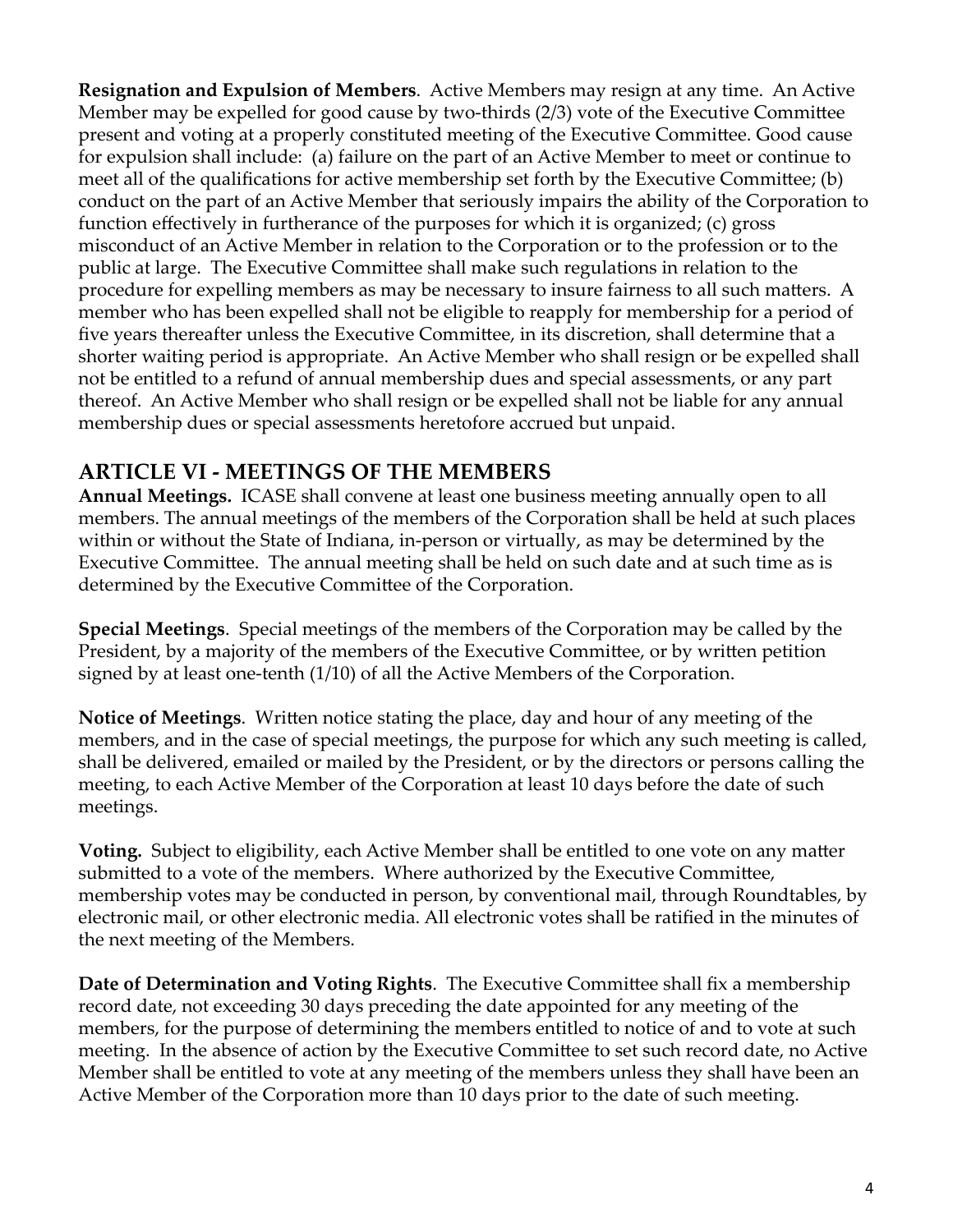**Resignation and Expulsion of Members**. Active Members may resign at any time. An Active Member may be expelled for good cause by two-thirds (2/3) vote of the Executive Committee present and voting at a properly constituted meeting of the Executive Committee. Good cause for expulsion shall include: (a) failure on the part of an Active Member to meet or continue to meet all of the qualifications for active membership set forth by the Executive Committee; (b) conduct on the part of an Active Member that seriously impairs the ability of the Corporation to function effectively in furtherance of the purposes for which it is organized; (c) gross misconduct of an Active Member in relation to the Corporation or to the profession or to the public at large. The Executive Committee shall make such regulations in relation to the procedure for expelling members as may be necessary to insure fairness to all such matters. A member who has been expelled shall not be eligible to reapply for membership for a period of five years thereafter unless the Executive Committee, in its discretion, shall determine that a shorter waiting period is appropriate. An Active Member who shall resign or be expelled shall not be entitled to a refund of annual membership dues and special assessments, or any part thereof. An Active Member who shall resign or be expelled shall not be liable for any annual membership dues or special assessments heretofore accrued but unpaid.

## ARTICLE VI - MEETINGS OF THE MEMBERS

**Annual Meetings.** ICASE shall convene at least one business meeting annually open to all members. The annual meetings of the members of the Corporation shall be held at such places within or without the State of Indiana, in-person or virtually, as may be determined by the Executive Committee. The annual meeting shall be held on such date and at such time as is determined by the Executive Committee of the Corporation.

**Special Meetings**. Special meetings of the members of the Corporation may be called by the President, by a majority of the members of the Executive Committee, or by written petition signed by at least one-tenth (1/10) of all the Active Members of the Corporation.

**Notice of Meetings**. Written notice stating the place, day and hour of any meeting of the members, and in the case of special meetings, the purpose for which any such meeting is called, shall be delivered, emailed or mailed by the President, or by the directors or persons calling the meeting, to each Active Member of the Corporation at least 10 days before the date of such meetings.

**Voting.** Subject to eligibility, each Active Member shall be entitled to one vote on any matter submitted to a vote of the members. Where authorized by the Executive Committee, membership votes may be conducted in person, by conventional mail, through Roundtables, by electronic mail, or other electronic media. All electronic votes shall be ratified in the minutes of the next meeting of the Members.

**Date of Determination and Voting Rights**. The Executive Committee shall fix a membership record date, not exceeding 30 days preceding the date appointed for any meeting of the members, for the purpose of determining the members entitled to notice of and to vote at such meeting. In the absence of action by the Executive Committee to set such record date, no Active Member shall be entitled to vote at any meeting of the members unless they shall have been an Active Member of the Corporation more than 10 days prior to the date of such meeting.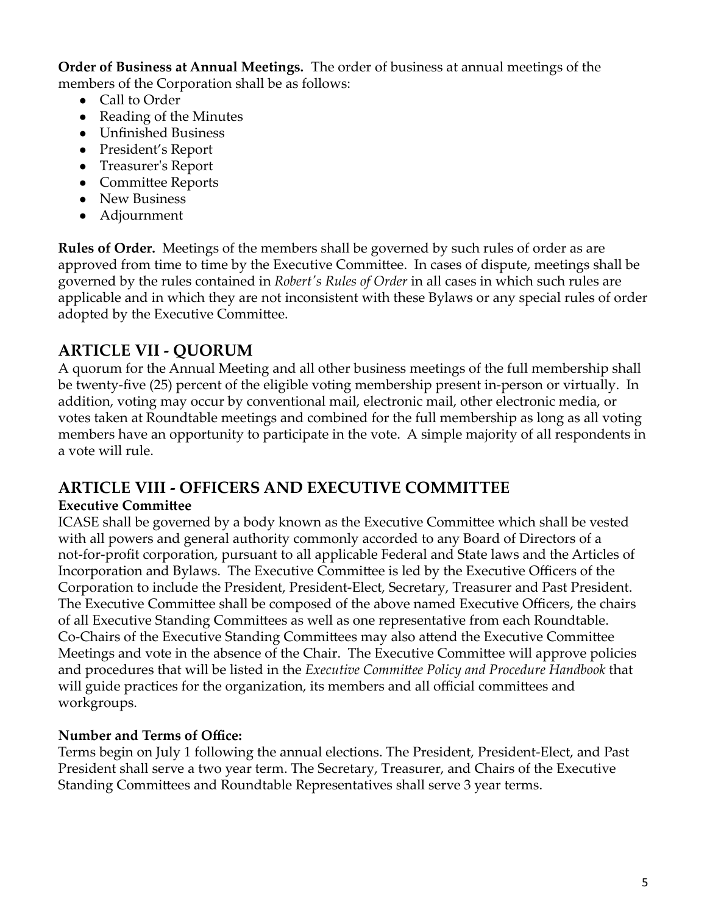**Order of Business at Annual Meetings.** The order of business at annual meetings of the members of the Corporation shall be as follows:

- Call to Order
- Reading of the Minutes
- Unfinished Business
- President's Report
- Treasurer's Report
- Committee Reports
- New Business
- Adjournment

**Rules of Order.** Meetings of the members shall be governed by such rules of order as are approved from time to time by the Executive Committee. In cases of dispute, meetings shall be governed by the rules contained in *Robert's Rules of Order* in all cases in which such rules are applicable and in which they are not inconsistent with these Bylaws or any special rules of order adopted by the Executive Committee.

## ARTICLE VII - QUORUM

A quorum for the Annual Meeting and all other business meetings of the full membership shall be twenty-five (25) percent of the eligible voting membership present in-person or virtually. In addition, voting may occur by conventional mail, electronic mail, other electronic media, or votes taken at Roundtable meetings and combined for the full membership as long as all voting members have an opportunity to participate in the vote. A simple majority of all respondents in a vote will rule.

## ARTICLE VIII - OFFICERS AND EXECUTIVE COMMITTEE

**Executive Committee**

ICASE shall be governed by a body known as the Executive Committee which shall be vested with all powers and general authority commonly accorded to any Board of Directors of a not-for-profit corporation, pursuant to all applicable Federal and State laws and the Articles of Incorporation and Bylaws. The Executive Committee is led by the Executive Officers of the Corporation to include the President, President-Elect, Secretary, Treasurer and Past President. The Executive Committee shall be composed of the above named Executive Officers, the chairs of all Executive Standing Committees as well as one representative from each Roundtable. Co-Chairs of the Executive Standing Committees may also attend the Executive Committee Meetings and vote in the absence of the Chair. The Executive Committee will approve policies and procedures that will be listed in the *Executive Committee Policy and Procedure Handbook* that will guide practices for the organization, its members and all official committees and workgroups.

**Number and Terms of Office:**

Terms begin on July 1 following the annual elections. The President, President-Elect, and Past President shall serve a two year term. The Secretary, Treasurer, and Chairs of the Executive Standing Committees and Roundtable Representatives shall serve 3 year terms.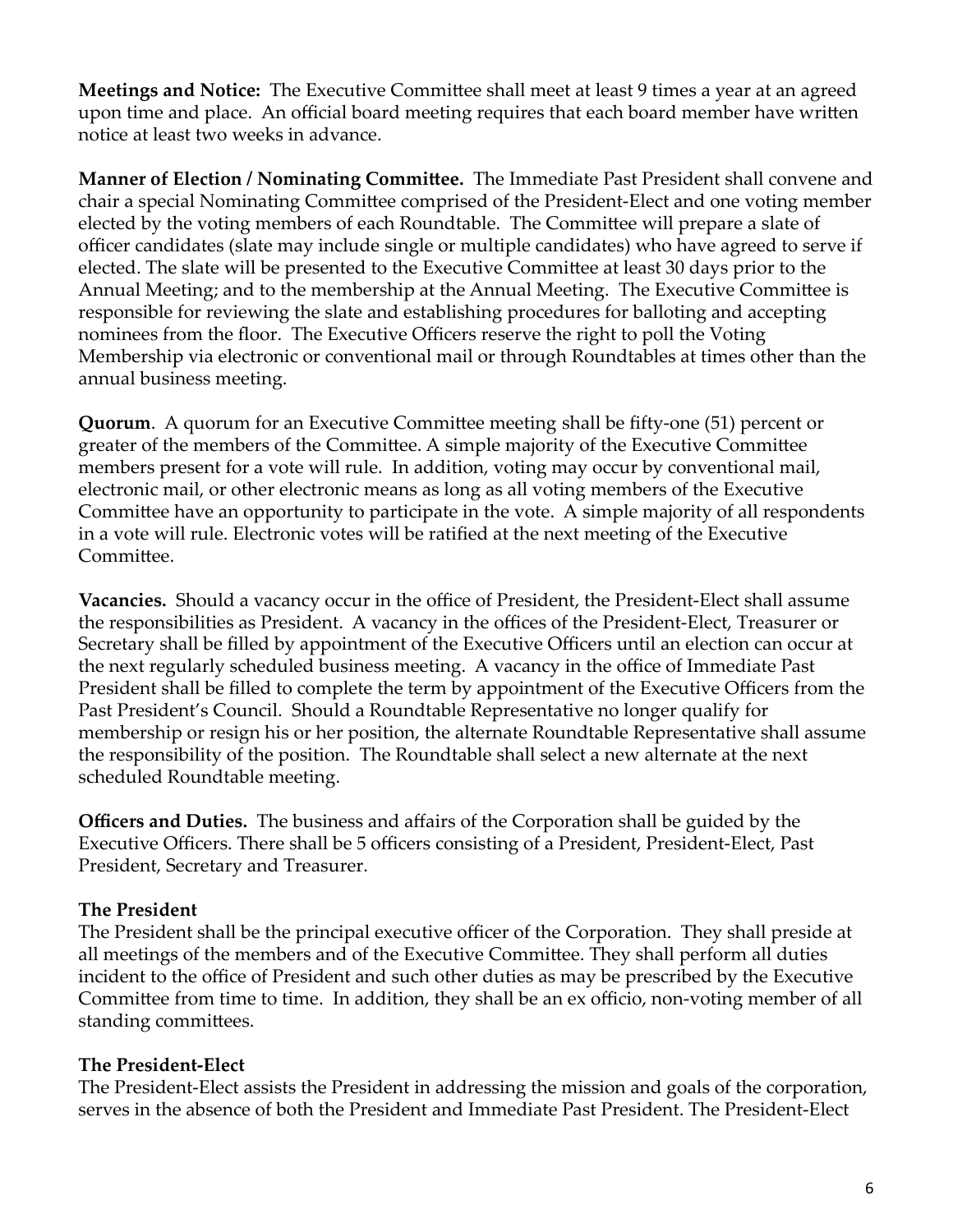**Meetings and Notice:** The Executive Committee shall meet at least 9 times a year at an agreed upon time and place. An official board meeting requires that each board member have written notice at least two weeks in advance.

**Manner of Election / Nominating Committee.** The Immediate Past President shall convene and chair a special Nominating Committee comprised of the President-Elect and one voting member elected by the voting members of each Roundtable. The Committee will prepare a slate of officer candidates (slate may include single or multiple candidates) who have agreed to serve if elected. The slate will be presented to the Executive Committee at least 30 days prior to the Annual Meeting; and to the membership at the Annual Meeting. The Executive Committee is responsible for reviewing the slate and establishing procedures for balloting and accepting nominees from the floor. The Executive Officers reserve the right to poll the Voting Membership via electronic or conventional mail or through Roundtables at times other than the annual business meeting.

**Quorum**. A quorum for an Executive Committee meeting shall be fifty-one (51) percent or greater of the members of the Committee. A simple majority of the Executive Committee members present for a vote will rule. In addition, voting may occur by conventional mail, electronic mail, or other electronic means as long as all voting members of the Executive Committee have an opportunity to participate in the vote. A simple majority of all respondents in a vote will rule. Electronic votes will be ratified at the next meeting of the Executive Committee.

**Vacancies.** Should a vacancy occur in the office of President, the President-Elect shall assume the responsibilities as President. A vacancy in the offices of the President-Elect, Treasurer or Secretary shall be filled by appointment of the Executive Officers until an election can occur at the next regularly scheduled business meeting. A vacancy in the office of Immediate Past President shall be filled to complete the term by appointment of the Executive Officers from the Past President's Council. Should a Roundtable Representative no longer qualify for membership or resign his or her position, the alternate Roundtable Representative shall assume the responsibility of the position. The Roundtable shall select a new alternate at the next scheduled Roundtable meeting.

**Officers and Duties.** The business and affairs of the Corporation shall be guided by the Executive Officers. There shall be 5 officers consisting of a President, President-Elect, Past President, Secretary and Treasurer.

**The President**

The President shall be the principal executive officer of the Corporation. They shall preside at all meetings of the members and of the Executive Committee. They shall perform all duties incident to the office of President and such other duties as may be prescribed by the Executive Committee from time to time. In addition, they shall be an ex officio, non-voting member of all standing committees.

**The President-Elect**

The President-Elect assists the President in addressing the mission and goals of the corporation, serves in the absence of both the President and Immediate Past President. The President-Elect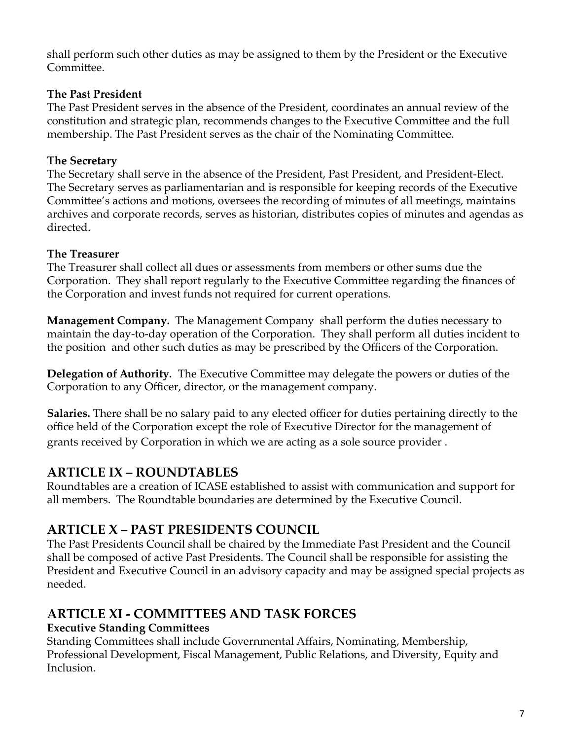shall perform such other duties as may be assigned to them by the President or the Executive Committee.

**The Past President**

The Past President serves in the absence of the President, coordinates an annual review of the constitution and strategic plan, recommends changes to the Executive Committee and the full membership. The Past President serves as the chair of the Nominating Committee.

**The Secretary**

The Secretary shall serve in the absence of the President, Past President, and President-Elect. The Secretary serves as parliamentarian and is responsible for keeping records of the Executive Committee's actions and motions, oversees the recording of minutes of all meetings, maintains archives and corporate records, serves as historian, distributes copies of minutes and agendas as directed.

**The Treasurer**

The Treasurer shall collect all dues or assessments from members or other sums due the Corporation. They shall report regularly to the Executive Committee regarding the finances of the Corporation and invest funds not required for current operations.

**Management Company.** The Management Company shall perform the duties necessary to maintain the day-to-day operation of the Corporation. They shall perform all duties incident to the position and other such duties as may be prescribed by the Officers of the Corporation.

**Delegation of Authority.** The Executive Committee may delegate the powers or duties of the Corporation to any Officer, director, or the management company.

**Salaries.** There shall be no salary paid to any elected officer for duties pertaining directly to the office held of the Corporation except the role of Executive Director for the management of grants received by Corporation in which we are acting as a sole source provider .

## ARTICLE IX – ROUNDTABLES

Roundtables are a creation of ICASE established to assist with communication and support for all members. The Roundtable boundaries are determined by the Executive Council.

## ARTICLE X – PAST PRESIDENTS COUNCIL

The Past Presidents Council shall be chaired by the Immediate Past President and the Council shall be composed of active Past Presidents. The Council shall be responsible for assisting the President and Executive Council in an advisory capacity and may be assigned special projects as needed.

## ARTICLE XI - COMMITTEES AND TASK FORCES

**Executive Standing Committees**

Standing Committees shall include Governmental Affairs, Nominating, Membership, Professional Development, Fiscal Management, Public Relations, and Diversity, Equity and Inclusion.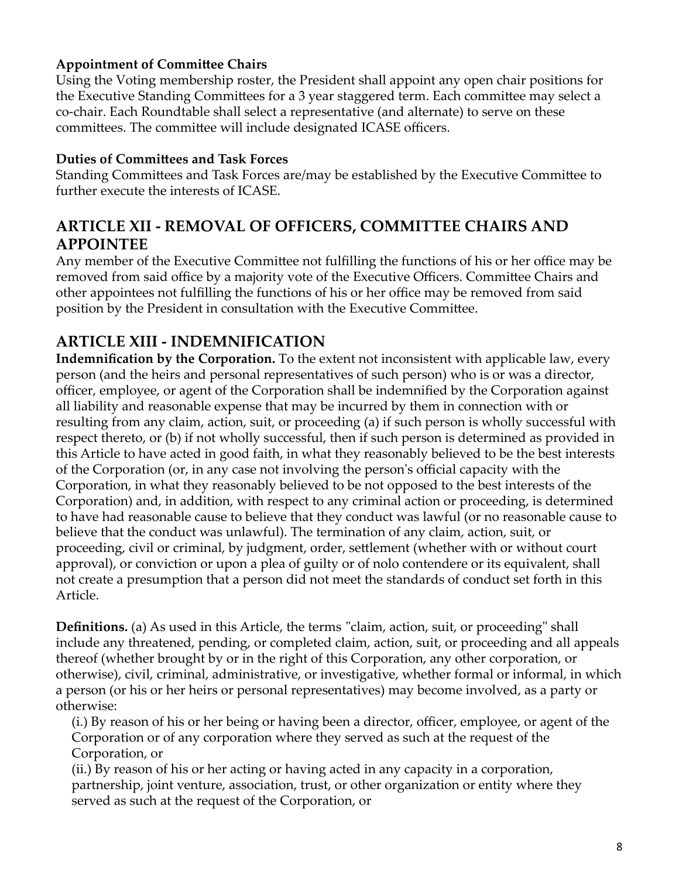**Appointment of Committee Chairs**

Using the Voting membership roster, the President shall appoint any open chair positions for the Executive Standing Committees for a 3 year staggered term. Each committee may select a co-chair. Each Roundtable shall select a representative (and alternate) to serve on these committees. The committee will include designated ICASE officers.

**Duties of Committees and Task Forces**

Standing Committees and Task Forces are/may be established by the Executive Committee to further execute the interests of ICASE.

## ARTICLE XII - REMOVAL OF OFFICERS, COMMITTEE CHAIRS AND APPOINTEE

Any member of the Executive Committee not fulfilling the functions of his or her office may be removed from said office by a majority vote of the Executive Officers. Committee Chairs and other appointees not fulfilling the functions of his or her office may be removed from said position by the President in consultation with the Executive Committee.

## ARTICLE XIII - INDEMNIFICATION

**Indemnification by the Corporation.** To the extent not inconsistent with applicable law, every person (and the heirs and personal representatives of such person) who is or was a director, officer, employee, or agent of the Corporation shall be indemnified by the Corporation against all liability and reasonable expense that may be incurred by them in connection with or resulting from any claim, action, suit, or proceeding (a) if such person is wholly successful with respect thereto, or (b) if not wholly successful, then if such person is determined as provided in this Article to have acted in good faith, in what they reasonably believed to be the best interests of the Corporation (or, in any case not involving the person's official capacity with the Corporation, in what they reasonably believed to be not opposed to the best interests of the Corporation) and, in addition, with respect to any criminal action or proceeding, is determined to have had reasonable cause to believe that they conduct was lawful (or no reasonable cause to believe that the conduct was unlawful). The termination of any claim, action, suit, or proceeding, civil or criminal, by judgment, order, settlement (whether with or without court approval), or conviction or upon a plea of guilty or of nolo contendere or its equivalent, shall not create a presumption that a person did not meet the standards of conduct set forth in this Article.

**Definitions.** (a) As used in this Article, the terms "claim, action, suit, or proceeding" shall include any threatened, pending, or completed claim, action, suit, or proceeding and all appeals thereof (whether brought by or in the right of this Corporation, any other corporation, or otherwise), civil, criminal, administrative, or investigative, whether formal or informal, in which a person (or his or her heirs or personal representatives) may become involved, as a party or otherwise:

(i.) By reason of his or her being or having been a director, officer, employee, or agent of the Corporation or of any corporation where they served as such at the request of the Corporation, or

(ii.) By reason of his or her acting or having acted in any capacity in a corporation, partnership, joint venture, association, trust, or other organization or entity where they served as such at the request of the Corporation, or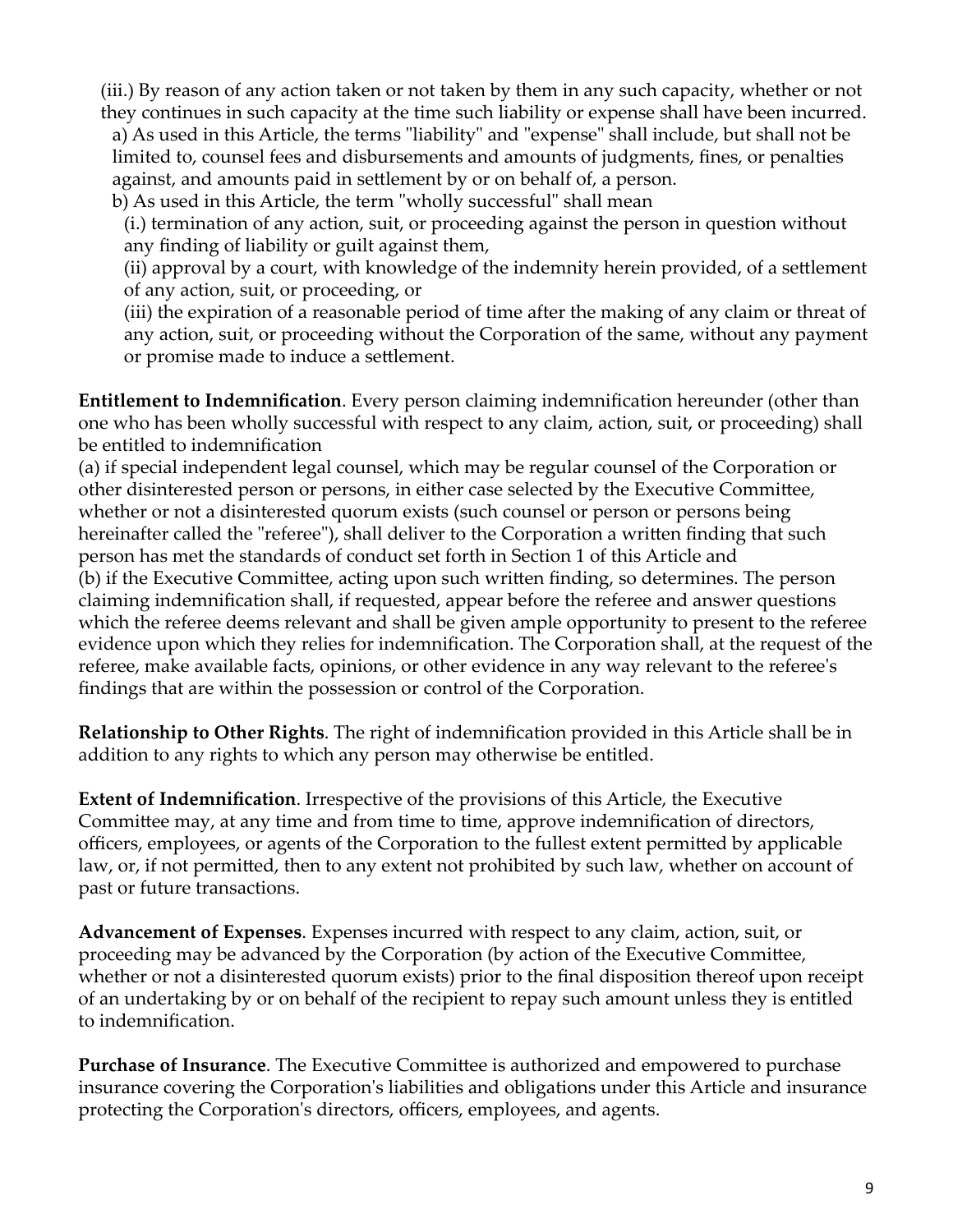(iii.) By reason of any action taken or not taken by them in any such capacity, whether or not they continues in such capacity at the time such liability or expense shall have been incurred.

a) As used in this Article, the terms "liability" and "expense" shall include, but shall not be limited to, counsel fees and disbursements and amounts of judgments, fines, or penalties against, and amounts paid in settlement by or on behalf of, a person.

b) As used in this Article, the term "wholly successful" shall mean

(i.) termination of any action, suit, or proceeding against the person in question without any finding of liability or guilt against them,

(ii) approval by a court, with knowledge of the indemnity herein provided, of a settlement of any action, suit, or proceeding, or

(iii) the expiration of a reasonable period of time after the making of any claim or threat of any action, suit, or proceeding without the Corporation of the same, without any payment or promise made to induce a settlement.

**Entitlement to Indemnification**. Every person claiming indemnification hereunder (other than one who has been wholly successful with respect to any claim, action, suit, or proceeding) shall be entitled to indemnification

(a) if special independent legal counsel, which may be regular counsel of the Corporation or other disinterested person or persons, in either case selected by the Executive Committee, whether or not a disinterested quorum exists (such counsel or person or persons being hereinafter called the "referee"), shall deliver to the Corporation a written finding that such person has met the standards of conduct set forth in Section 1 of this Article and

(b) if the Executive Committee, acting upon such written finding, so determines. The person claiming indemnification shall, if requested, appear before the referee and answer questions which the referee deems relevant and shall be given ample opportunity to present to the referee evidence upon which they relies for indemnification. The Corporation shall, at the request of the referee, make available facts, opinions, or other evidence in any way relevant to the referee's findings that are within the possession or control of the Corporation.

**Relationship to Other Rights**. The right of indemnification provided in this Article shall be in addition to any rights to which any person may otherwise be entitled.

**Extent of Indemnification**. Irrespective of the provisions of this Article, the Executive Committee may, at any time and from time to time, approve indemnification of directors, officers, employees, or agents of the Corporation to the fullest extent permitted by applicable law, or, if not permitted, then to any extent not prohibited by such law, whether on account of past or future transactions.

**Advancement of Expenses**. Expenses incurred with respect to any claim, action, suit, or proceeding may be advanced by the Corporation (by action of the Executive Committee, whether or not a disinterested quorum exists) prior to the final disposition thereof upon receipt of an undertaking by or on behalf of the recipient to repay such amount unless they is entitled to indemnification.

**Purchase of Insurance**. The Executive Committee is authorized and empowered to purchase insurance covering the Corporation's liabilities and obligations under this Article and insurance protecting the Corporation's directors, officers, employees, and agents.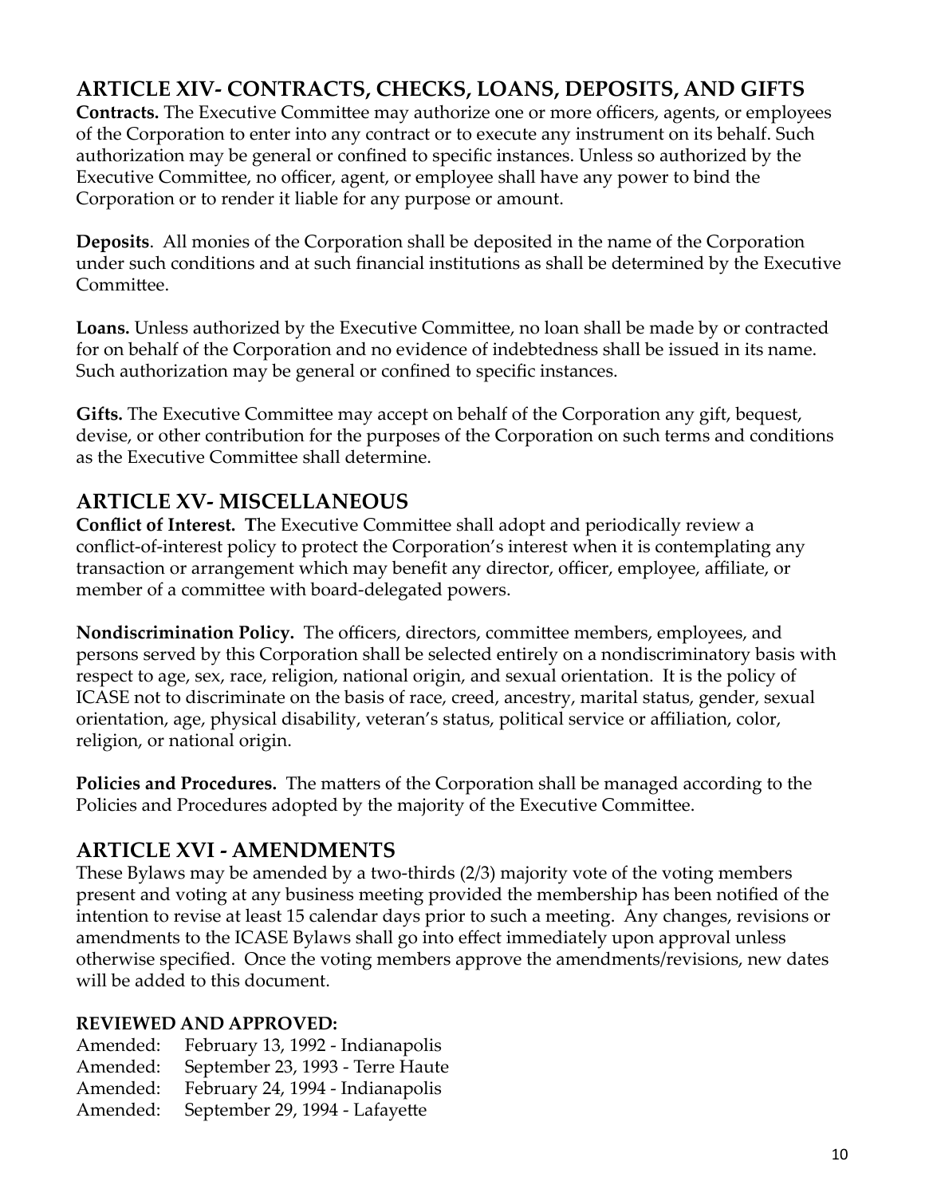## ARTICLE XIV- CONTRACTS, CHECKS, LOANS, DEPOSITS, AND GIFTS

**Contracts.** The Executive Committee may authorize one or more officers, agents, or employees of the Corporation to enter into any contract or to execute any instrument on its behalf. Such authorization may be general or confined to specific instances. Unless so authorized by the Executive Committee, no officer, agent, or employee shall have any power to bind the Corporation or to render it liable for any purpose or amount.

**Deposits**. All monies of the Corporation shall be deposited in the name of the Corporation under such conditions and at such financial institutions as shall be determined by the Executive Committee.

**Loans.** Unless authorized by the Executive Committee, no loan shall be made by or contracted for on behalf of the Corporation and no evidence of indebtedness shall be issued in its name. Such authorization may be general or confined to specific instances.

**Gifts.** The Executive Committee may accept on behalf of the Corporation any gift, bequest, devise, or other contribution for the purposes of the Corporation on such terms and conditions as the Executive Committee shall determine.

## ARTICLE XV- MISCELLANEOUS

**Conflict of Interest. T**he Executive Committee shall adopt and periodically review a conflict-of-interest policy to protect the Corporation's interest when it is contemplating any transaction or arrangement which may benefit any director, officer, employee, affiliate, or member of a committee with board-delegated powers.

**Nondiscrimination Policy.** The officers, directors, committee members, employees, and persons served by this Corporation shall be selected entirely on a nondiscriminatory basis with respect to age, sex, race, religion, national origin, and sexual orientation. It is the policy of ICASE not to discriminate on the basis of race, creed, ancestry, marital status, gender, sexual orientation, age, physical disability, veteran's status, political service or affiliation, color, religion, or national origin.

**Policies and Procedures.** The matters of the Corporation shall be managed according to the Policies and Procedures adopted by the majority of the Executive Committee.

## ARTICLE XVI - AMENDMENTS

These Bylaws may be amended by a two-thirds (2/3) majority vote of the voting members present and voting at any business meeting provided the membership has been notified of the intention to revise at least 15 calendar days prior to such a meeting. Any changes, revisions or amendments to the ICASE Bylaws shall go into effect immediately upon approval unless otherwise specified. Once the voting members approve the amendments/revisions, new dates will be added to this document.

**REVIEWED AND APPROVED:**

Amended: February 13, 1992 - Indianapolis
Amended: September 23, 1993 - Terre Haute
Amended: February 24, 1994 - Indianapolis
Amended: September 29, 1994 - Lafayette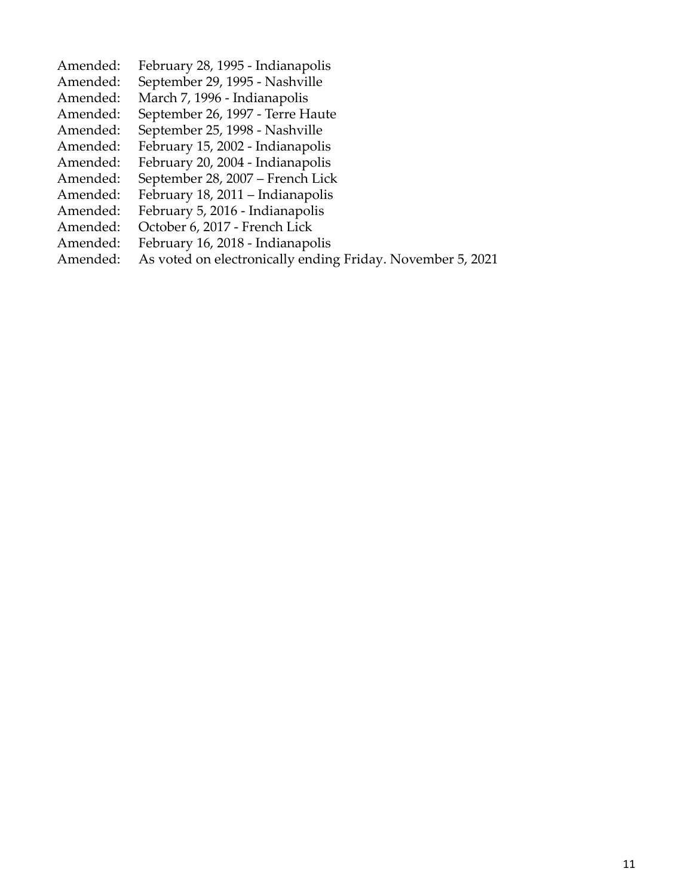Amended: February 28, 1995 - Indianapolis
Amended: September 29, 1995 - Nashville
Amended: March 7, 1996 - Indianapolis
Amended: September 26, 1997 - Terre Haute
Amended: September 25, 1998 - Nashville
Amended: February 15, 2002 - Indianapolis
Amended: February 20, 2004 - Indianapolis
Amended: September 28, 2007 – French Lick
Amended: February 18, 2011 – Indianapolis
Amended: February 5, 2016 - Indianapolis
Amended: October 6, 2017 - French Lick
Amended: February 16, 2018 - Indianapolis
Amended: As voted on electronically ending Friday. November 5, 2021